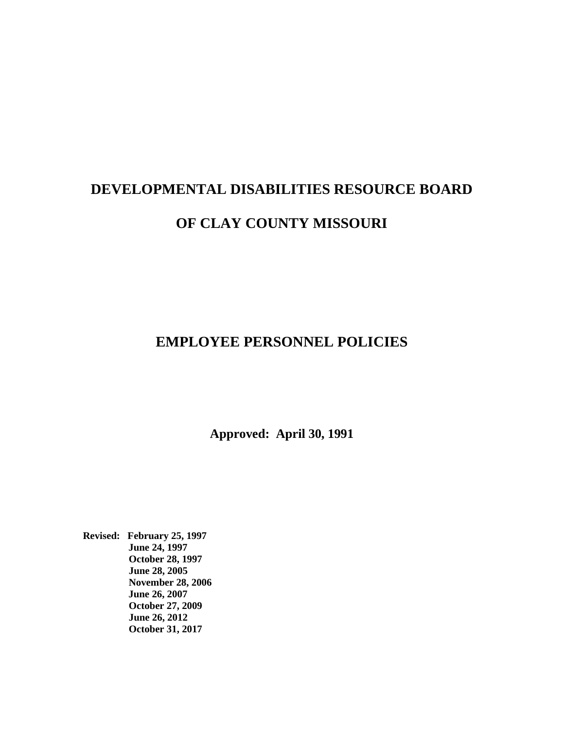# DEVELOPMENTAL DISABILITIES RESOURCE BOARD

# OF CLAY COUNTY MISSOURI

## EMPLOYEE PERSONNEL POLICIES

**Approved: April 30, 1991**

**Revised: February 25, 1997**
**June 24, 1997**
**October 28, 1997**
**June 28, 2005**
**November 28, 2006**
**June 26, 2007**
**October 27, 2009**
**June 26, 2012**
**October 31, 2017**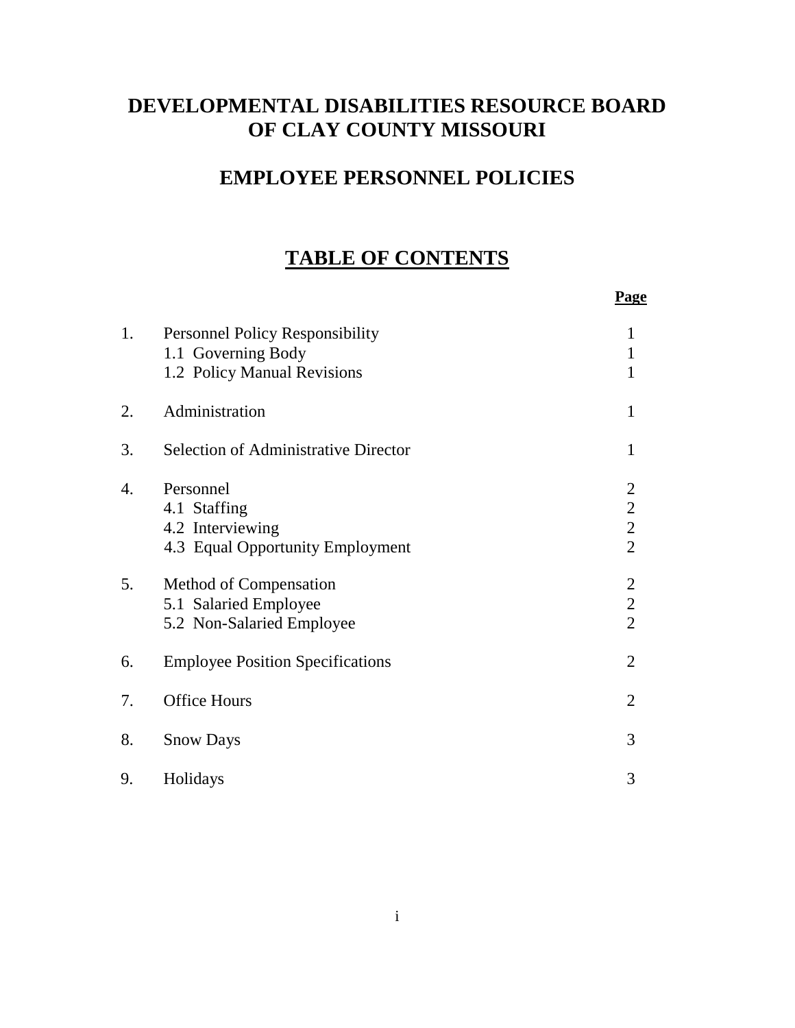# DEVELOPMENTAL DISABILITIES RESOURCE BOARD OF CLAY COUNTY MISSOURI

## EMPLOYEE PERSONNEL POLICIES

## TABLE OF CONTENTS

| | | Page |
|---|---|---|
| 1. | Personnel Policy Responsibility | 1 |
| | 1.1 Governing Body | 1 |
| | 1.2 Policy Manual Revisions | 1 |
| 2. | Administration | 1 |
| 3. | Selection of Administrative Director | 1 |
| 4. | Personnel | 2 |
| | 4.1 Staffing | 2 |
| | 4.2 Interviewing | 2 |
| | 4.3 Equal Opportunity Employment | 2 |
| 5. | Method of Compensation | 2 |
| | 5.1 Salaried Employee | 2 |
| | 5.2 Non-Salaried Employee | 2 |
| 6. | Employee Position Specifications | 2 |
| 7. | Office Hours | 2 |
| 8. | Snow Days | 3 |
| 9. | Holidays | 3 |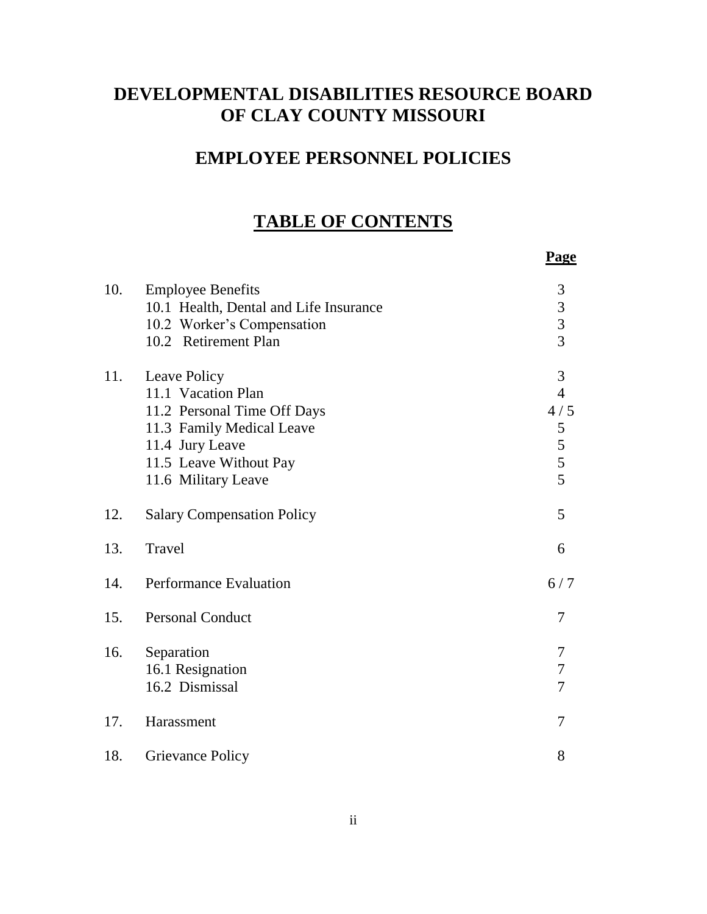# DEVELOPMENTAL DISABILITIES RESOURCE BOARD OF CLAY COUNTY MISSOURI

## EMPLOYEE PERSONNEL POLICIES

## TABLE OF CONTENTS

| | | **Page** |
|---|---|---|
| 10. | Employee Benefits | 3 |
| | 10.1 Health, Dental and Life Insurance | 3 |
| | 10.2 Worker's Compensation | 3 |
| | 10.2 Retirement Plan | 3 |
| 11. | Leave Policy | 3 |
| | 11.1 Vacation Plan | 4 |
| | 11.2 Personal Time Off Days | 4 / 5 |
| | 11.3 Family Medical Leave | 5 |
| | 11.4 Jury Leave | 5 |
| | 11.5 Leave Without Pay | 5 |
| | 11.6 Military Leave | 5 |
| 12. | Salary Compensation Policy | 5 |
| 13. | Travel | 6 |
| 14. | Performance Evaluation | 6 / 7 |
| 15. | Personal Conduct | 7 |
| 16. | Separation | 7 |
| | 16.1 Resignation | 7 |
| | 16.2 Dismissal | 7 |
| 17. | Harassment | 7 |
| 18. | Grievance Policy | 8 |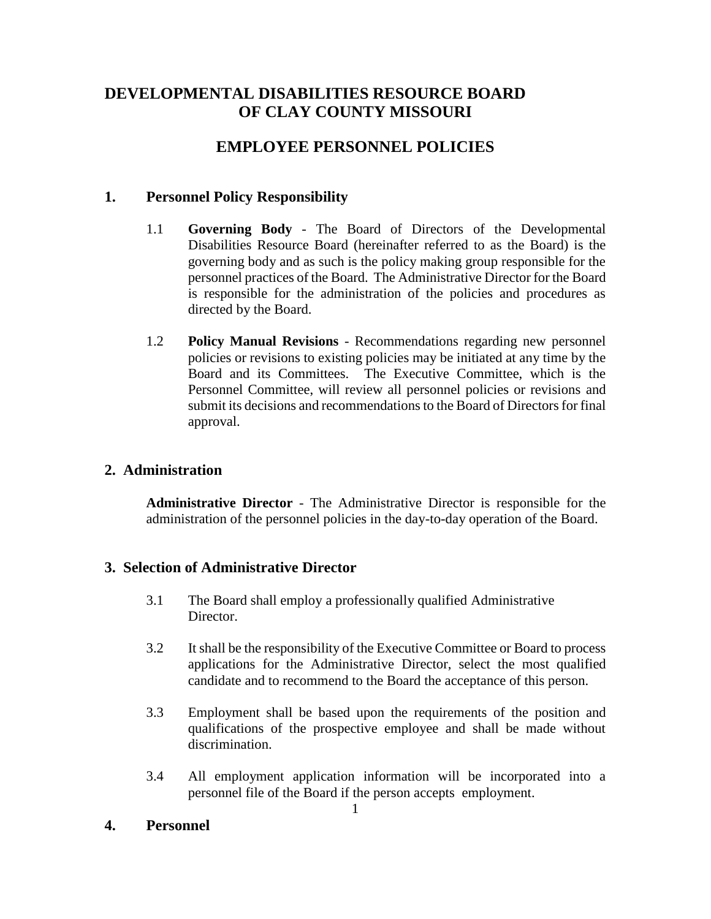# DEVELOPMENTAL DISABILITIES RESOURCE BOARD OF CLAY COUNTY MISSOURI

# EMPLOYEE PERSONNEL POLICIES

## 1. Personnel Policy Responsibility

1.1 **Governing Body** - The Board of Directors of the Developmental Disabilities Resource Board (hereinafter referred to as the Board) is the governing body and as such is the policy making group responsible for the personnel practices of the Board. The Administrative Director for the Board is responsible for the administration of the policies and procedures as directed by the Board.

1.2 **Policy Manual Revisions** - Recommendations regarding new personnel policies or revisions to existing policies may be initiated at any time by the Board and its Committees. The Executive Committee, which is the Personnel Committee, will review all personnel policies or revisions and submit its decisions and recommendations to the Board of Directors for final approval.

## 2. Administration

**Administrative Director** - The Administrative Director is responsible for the administration of the personnel policies in the day-to-day operation of the Board.

## 3. Selection of Administrative Director

3.1 The Board shall employ a professionally qualified Administrative Director.

3.2 It shall be the responsibility of the Executive Committee or Board to process applications for the Administrative Director, select the most qualified candidate and to recommend to the Board the acceptance of this person.

3.3 Employment shall be based upon the requirements of the position and qualifications of the prospective employee and shall be made without discrimination.

3.4 All employment application information will be incorporated into a personnel file of the Board if the person accepts employment.

## 4. Personnel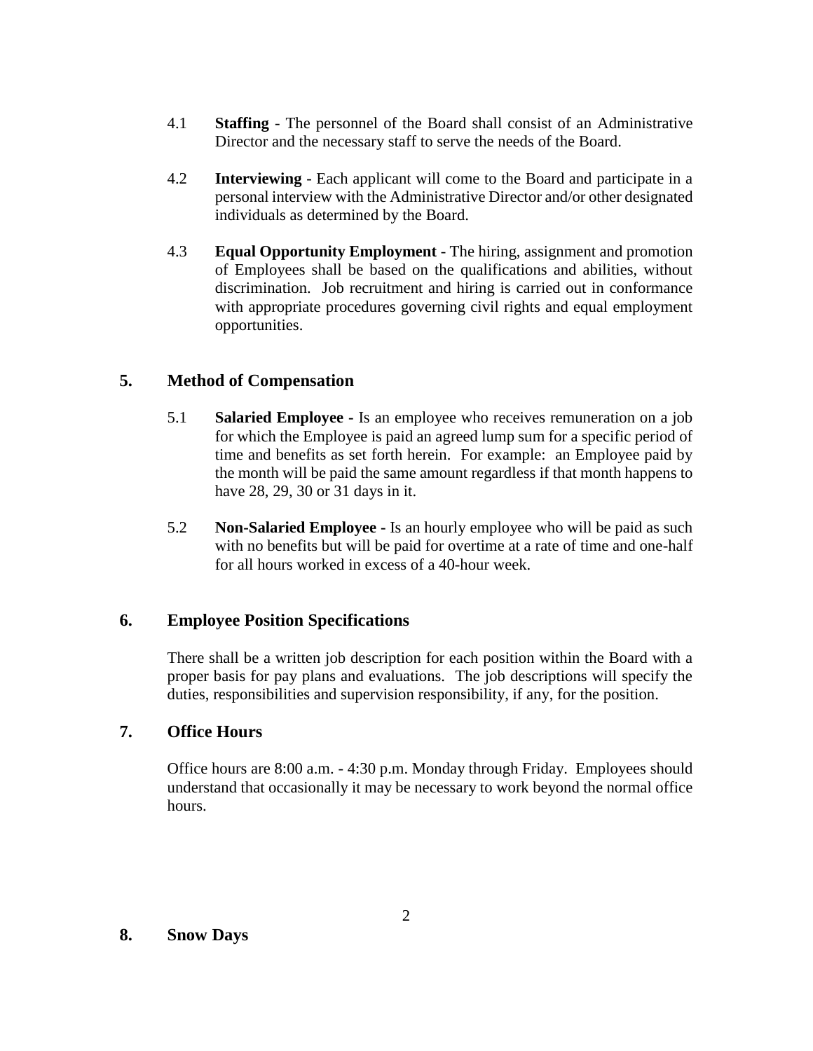4.1 **Staffing** - The personnel of the Board shall consist of an Administrative Director and the necessary staff to serve the needs of the Board.

4.2 **Interviewing** - Each applicant will come to the Board and participate in a personal interview with the Administrative Director and/or other designated individuals as determined by the Board.

4.3 **Equal Opportunity Employment** - The hiring, assignment and promotion of Employees shall be based on the qualifications and abilities, without discrimination. Job recruitment and hiring is carried out in conformance with appropriate procedures governing civil rights and equal employment opportunities.

## 5. Method of Compensation

5.1 **Salaried Employee -** Is an employee who receives remuneration on a job for which the Employee is paid an agreed lump sum for a specific period of time and benefits as set forth herein. For example: an Employee paid by the month will be paid the same amount regardless if that month happens to have 28, 29, 30 or 31 days in it.

5.2 **Non-Salaried Employee -** Is an hourly employee who will be paid as such with no benefits but will be paid for overtime at a rate of time and one-half for all hours worked in excess of a 40-hour week.

## 6. Employee Position Specifications

There shall be a written job description for each position within the Board with a proper basis for pay plans and evaluations. The job descriptions will specify the duties, responsibilities and supervision responsibility, if any, for the position.

## 7. Office Hours

Office hours are 8:00 a.m. - 4:30 p.m. Monday through Friday. Employees should understand that occasionally it may be necessary to work beyond the normal office hours.

## 8. Snow Days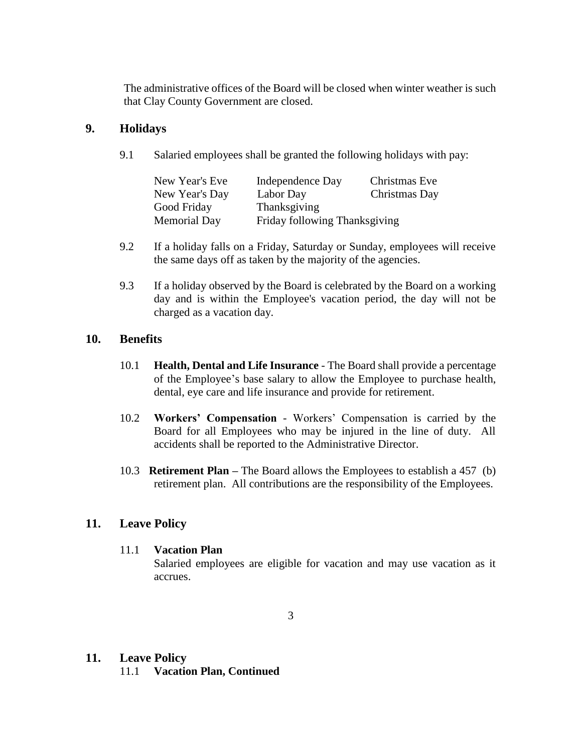The administrative offices of the Board will be closed when winter weather is such that Clay County Government are closed.

## 9. Holidays

9.1 Salaried employees shall be granted the following holidays with pay:

| | | |
|---|---|---|
| New Year's Eve | Independence Day | Christmas Eve |
| New Year's Day | Labor Day | Christmas Day |
| Good Friday | Thanksgiving | |
| Memorial Day | Friday following Thanksgiving | |

9.2 If a holiday falls on a Friday, Saturday or Sunday, employees will receive the same days off as taken by the majority of the agencies.

9.3 If a holiday observed by the Board is celebrated by the Board on a working day and is within the Employee's vacation period, the day will not be charged as a vacation day.

## 10. Benefits

10.1 **Health, Dental and Life Insurance** - The Board shall provide a percentage of the Employee's base salary to allow the Employee to purchase health, dental, eye care and life insurance and provide for retirement.

10.2 **Workers' Compensation** - Workers' Compensation is carried by the Board for all Employees who may be injured in the line of duty. All accidents shall be reported to the Administrative Director.

10.3 **Retirement Plan –** The Board allows the Employees to establish a 457 (b) retirement plan. All contributions are the responsibility of the Employees.

## 11. Leave Policy

11.1 **Vacation Plan**

Salaried employees are eligible for vacation and may use vacation as it accrues.

## 11. Leave Policy

11.1 **Vacation Plan, Continued**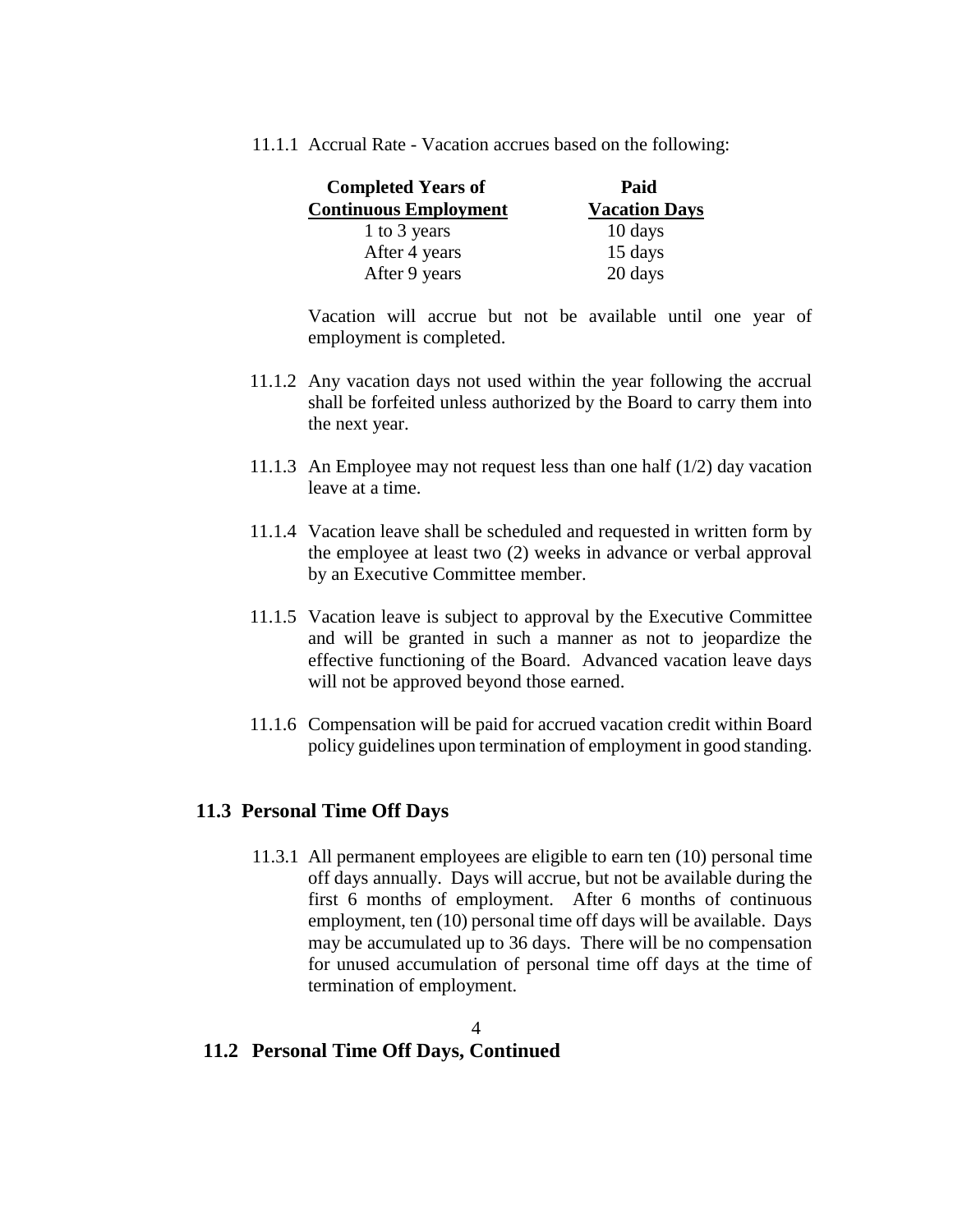11.1.1 Accrual Rate - Vacation accrues based on the following:

| Completed Years of Continuous Employment | Paid Vacation Days |
|---|---|
| 1 to 3 years | 10 days |
| After 4 years | 15 days |
| After 9 years | 20 days |

Vacation will accrue but not be available until one year of employment is completed.

11.1.2 Any vacation days not used within the year following the accrual shall be forfeited unless authorized by the Board to carry them into the next year.

11.1.3 An Employee may not request less than one half (1/2) day vacation leave at a time.

11.1.4 Vacation leave shall be scheduled and requested in written form by the employee at least two (2) weeks in advance or verbal approval by an Executive Committee member.

11.1.5 Vacation leave is subject to approval by the Executive Committee and will be granted in such a manner as not to jeopardize the effective functioning of the Board. Advanced vacation leave days will not be approved beyond those earned.

11.1.6 Compensation will be paid for accrued vacation credit within Board policy guidelines upon termination of employment in good standing.

## 11.3 Personal Time Off Days

11.3.1 All permanent employees are eligible to earn ten (10) personal time off days annually. Days will accrue, but not be available during the first 6 months of employment. After 6 months of continuous employment, ten (10) personal time off days will be available. Days may be accumulated up to 36 days. There will be no compensation for unused accumulation of personal time off days at the time of termination of employment.

## 11.2 Personal Time Off Days, Continued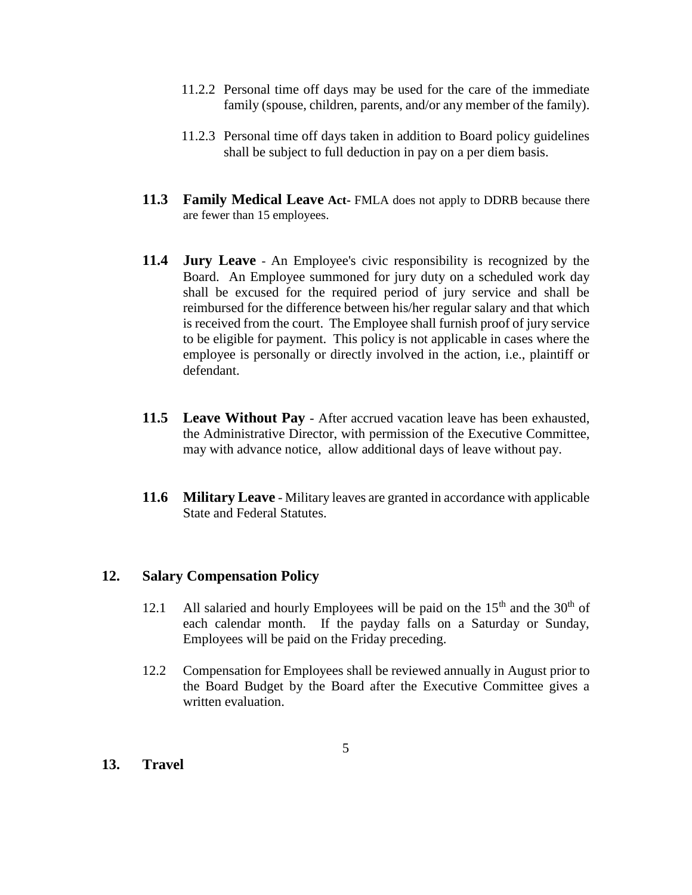11.2.2 Personal time off days may be used for the care of the immediate family (spouse, children, parents, and/or any member of the family).

11.2.3 Personal time off days taken in addition to Board policy guidelines shall be subject to full deduction in pay on a per diem basis.

**11.3 Family Medical Leave Act**- FMLA does not apply to DDRB because there are fewer than 15 employees.

**11.4 Jury Leave** - An Employee's civic responsibility is recognized by the Board. An Employee summoned for jury duty on a scheduled work day shall be excused for the required period of jury service and shall be reimbursed for the difference between his/her regular salary and that which is received from the court. The Employee shall furnish proof of jury service to be eligible for payment. This policy is not applicable in cases where the employee is personally or directly involved in the action, i.e., plaintiff or defendant.

**11.5 Leave Without Pay** - After accrued vacation leave has been exhausted, the Administrative Director, with permission of the Executive Committee, may with advance notice, allow additional days of leave without pay.

**11.6 Military Leave** - Military leaves are granted in accordance with applicable State and Federal Statutes.

## 12. Salary Compensation Policy

12.1 All salaried and hourly Employees will be paid on the 15th and the 30th of each calendar month. If the payday falls on a Saturday or Sunday, Employees will be paid on the Friday preceding.

12.2 Compensation for Employees shall be reviewed annually in August prior to the Board Budget by the Board after the Executive Committee gives a written evaluation.

## 13. Travel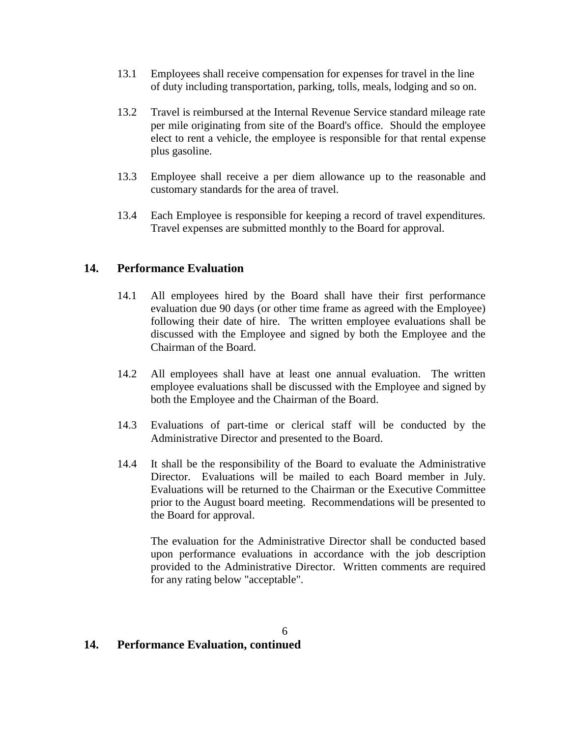13.1 Employees shall receive compensation for expenses for travel in the line of duty including transportation, parking, tolls, meals, lodging and so on.

13.2 Travel is reimbursed at the Internal Revenue Service standard mileage rate per mile originating from site of the Board's office. Should the employee elect to rent a vehicle, the employee is responsible for that rental expense plus gasoline.

13.3 Employee shall receive a per diem allowance up to the reasonable and customary standards for the area of travel.

13.4 Each Employee is responsible for keeping a record of travel expenditures. Travel expenses are submitted monthly to the Board for approval.

## 14. Performance Evaluation

14.1 All employees hired by the Board shall have their first performance evaluation due 90 days (or other time frame as agreed with the Employee) following their date of hire. The written employee evaluations shall be discussed with the Employee and signed by both the Employee and the Chairman of the Board.

14.2 All employees shall have at least one annual evaluation. The written employee evaluations shall be discussed with the Employee and signed by both the Employee and the Chairman of the Board.

14.3 Evaluations of part-time or clerical staff will be conducted by the Administrative Director and presented to the Board.

14.4 It shall be the responsibility of the Board to evaluate the Administrative Director. Evaluations will be mailed to each Board member in July. Evaluations will be returned to the Chairman or the Executive Committee prior to the August board meeting. Recommendations will be presented to the Board for approval.

The evaluation for the Administrative Director shall be conducted based upon performance evaluations in accordance with the job description provided to the Administrative Director. Written comments are required for any rating below "acceptable".

## 14. Performance Evaluation, continued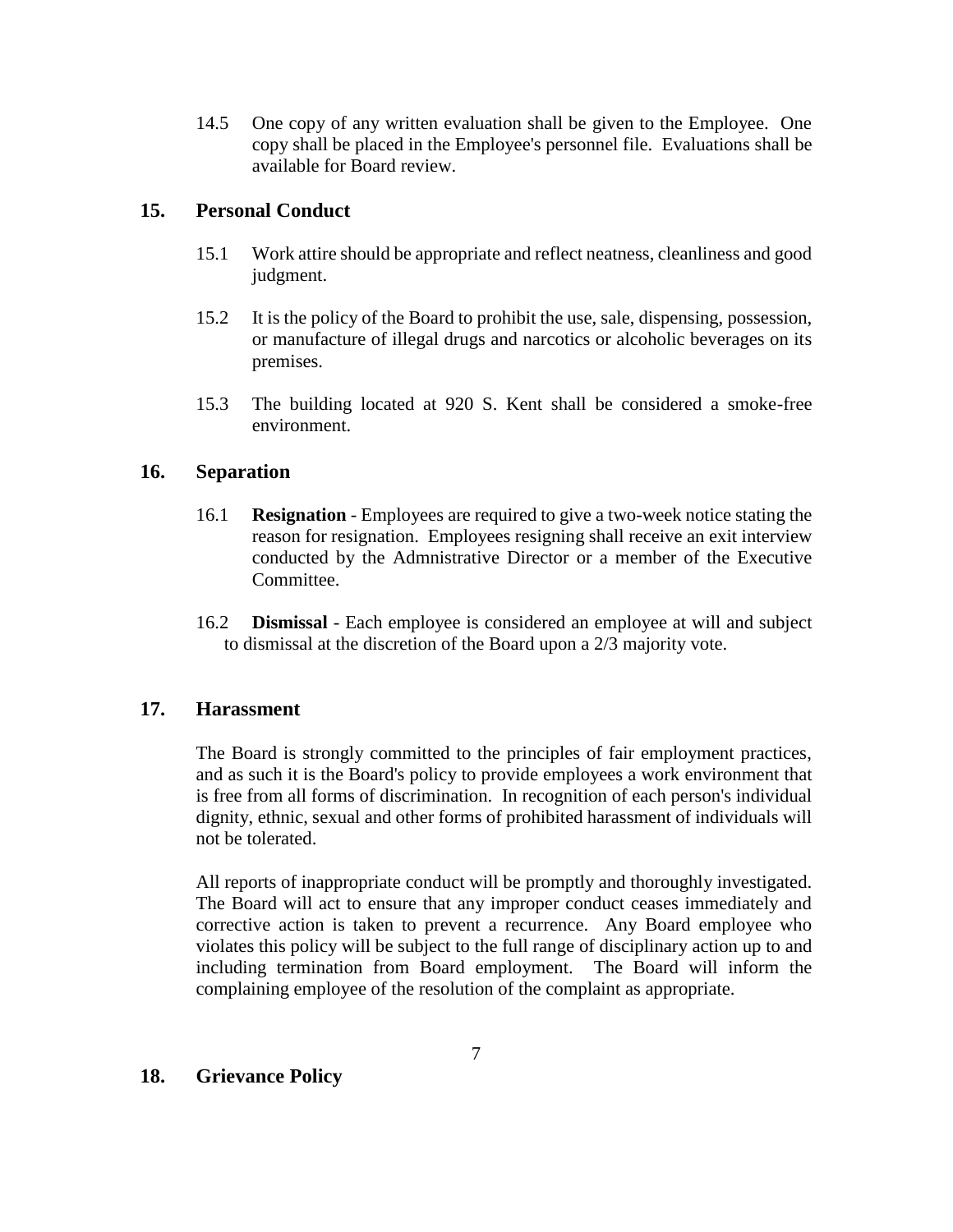14.5 One copy of any written evaluation shall be given to the Employee. One copy shall be placed in the Employee's personnel file. Evaluations shall be available for Board review.

## 15. Personal Conduct

15.1 Work attire should be appropriate and reflect neatness, cleanliness and good judgment.

15.2 It is the policy of the Board to prohibit the use, sale, dispensing, possession, or manufacture of illegal drugs and narcotics or alcoholic beverages on its premises.

15.3 The building located at 920 S. Kent shall be considered a smoke-free environment.

## 16. Separation

16.1 **Resignation** - Employees are required to give a two-week notice stating the reason for resignation. Employees resigning shall receive an exit interview conducted by the Admnistrative Director or a member of the Executive Committee.

16.2 **Dismissal** - Each employee is considered an employee at will and subject to dismissal at the discretion of the Board upon a 2/3 majority vote.

## 17. Harassment

The Board is strongly committed to the principles of fair employment practices, and as such it is the Board's policy to provide employees a work environment that is free from all forms of discrimination. In recognition of each person's individual dignity, ethnic, sexual and other forms of prohibited harassment of individuals will not be tolerated.

All reports of inappropriate conduct will be promptly and thoroughly investigated. The Board will act to ensure that any improper conduct ceases immediately and corrective action is taken to prevent a recurrence. Any Board employee who violates this policy will be subject to the full range of disciplinary action up to and including termination from Board employment. The Board will inform the complaining employee of the resolution of the complaint as appropriate.

## 18. Grievance Policy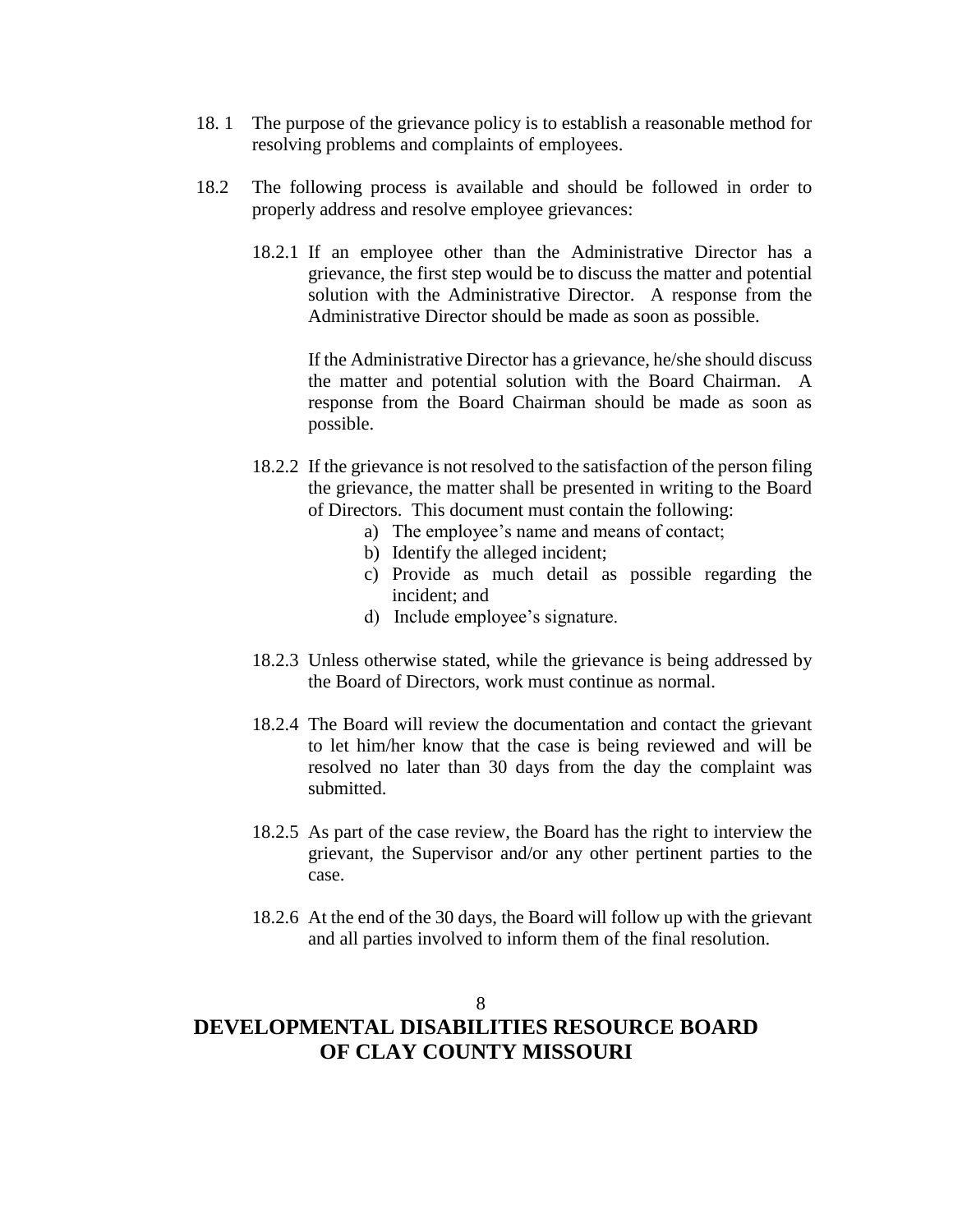18.1 The purpose of the grievance policy is to establish a reasonable method for resolving problems and complaints of employees.

18.2 The following process is available and should be followed in order to properly address and resolve employee grievances:

18.2.1 If an employee other than the Administrative Director has a grievance, the first step would be to discuss the matter and potential solution with the Administrative Director. A response from the Administrative Director should be made as soon as possible.

If the Administrative Director has a grievance, he/she should discuss the matter and potential solution with the Board Chairman. A response from the Board Chairman should be made as soon as possible.

18.2.2 If the grievance is not resolved to the satisfaction of the person filing the grievance, the matter shall be presented in writing to the Board of Directors. This document must contain the following:

a) The employee's name and means of contact;
b) Identify the alleged incident;
c) Provide as much detail as possible regarding the incident; and
d) Include employee's signature.

18.2.3 Unless otherwise stated, while the grievance is being addressed by the Board of Directors, work must continue as normal.

18.2.4 The Board will review the documentation and contact the grievant to let him/her know that the case is being reviewed and will be resolved no later than 30 days from the day the complaint was submitted.

18.2.5 As part of the case review, the Board has the right to interview the grievant, the Supervisor and/or any other pertinent parties to the case.

18.2.6 At the end of the 30 days, the Board will follow up with the grievant and all parties involved to inform them of the final resolution.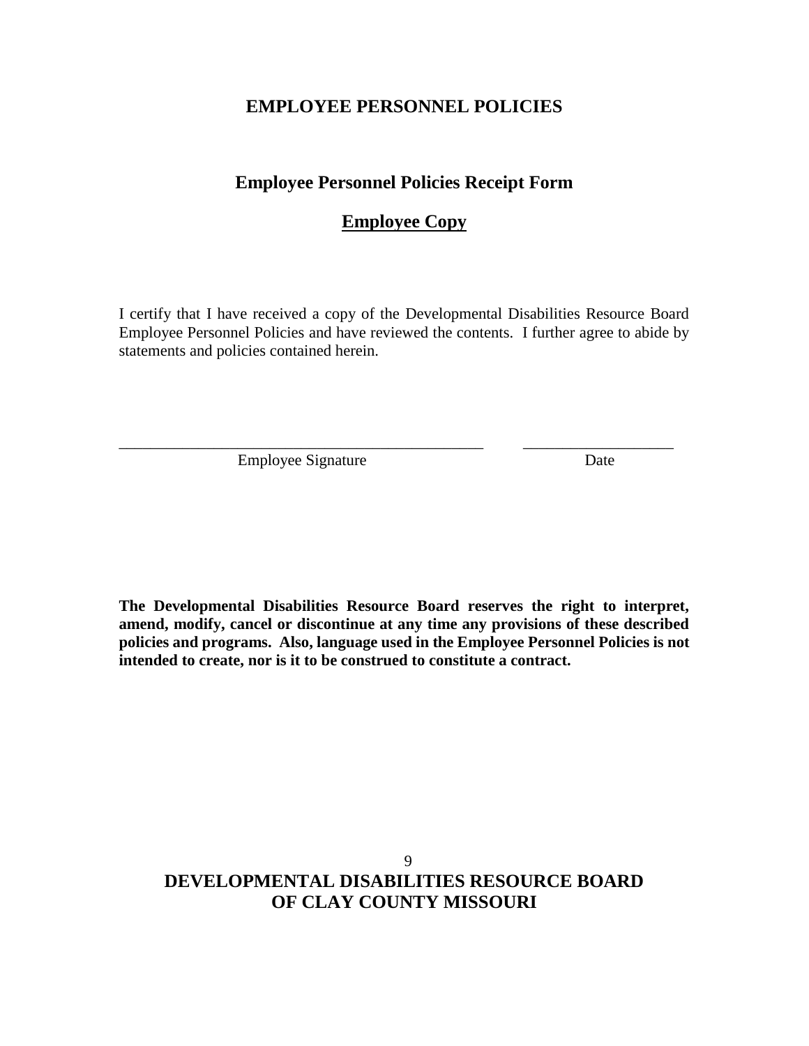# EMPLOYEE PERSONNEL POLICIES

## Employee Personnel Policies Receipt Form

## <u>Employee Copy</u>

I certify that I have received a copy of the Developmental Disabilities Resource Board Employee Personnel Policies and have reviewed the contents. I further agree to abide by statements and policies contained herein.

_______________________________________________ __________________

Employee Signature Date

**The Developmental Disabilities Resource Board reserves the right to interpret, amend, modify, cancel or discontinue at any time any provisions of these described policies and programs. Also, language used in the Employee Personnel Policies is not intended to create, nor is it to be construed to constitute a contract.**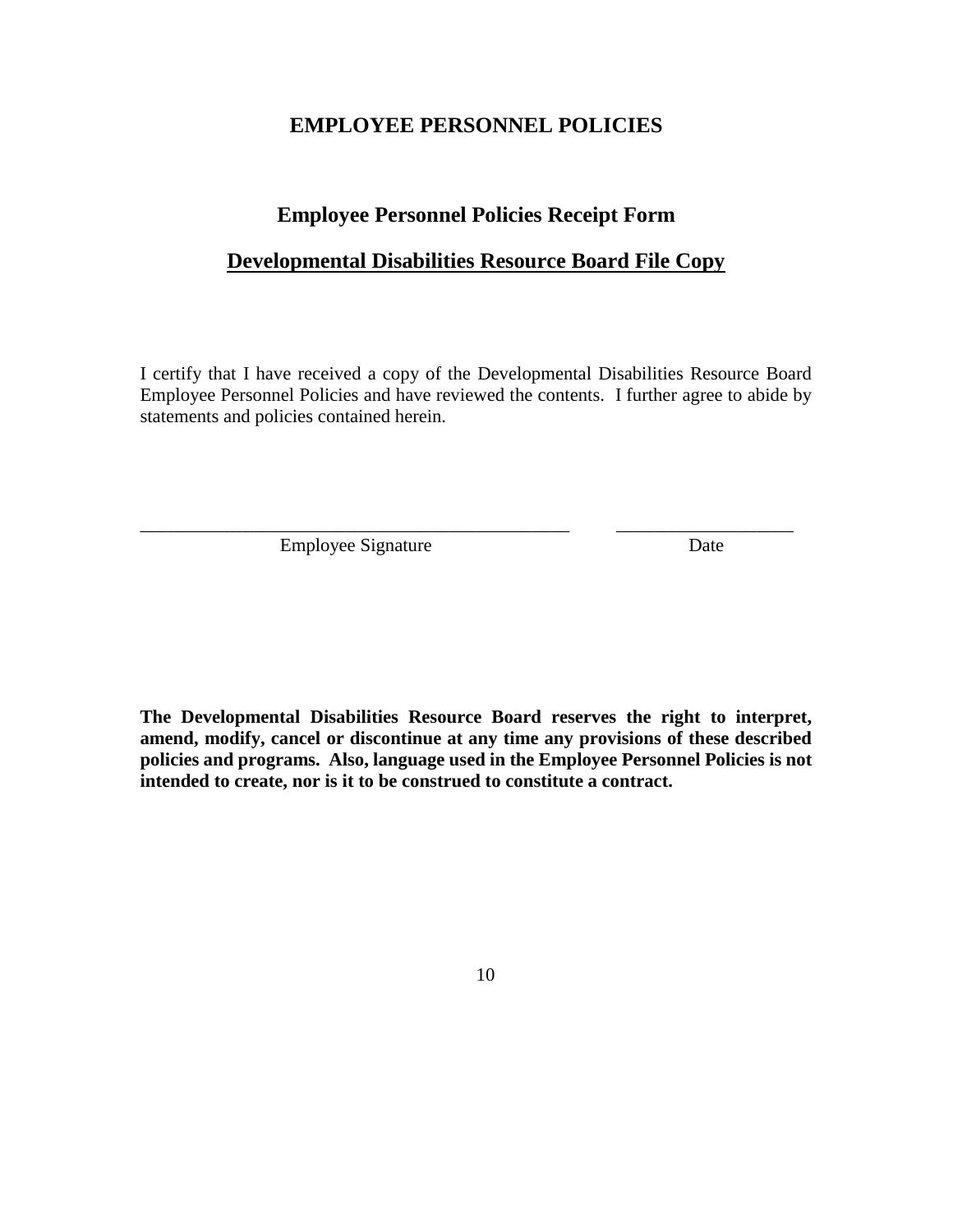# EMPLOYEE PERSONNEL POLICIES

## Employee Personnel Policies Receipt Form

## Developmental Disabilities Resource Board File Copy

I certify that I have received a copy of the Developmental Disabilities Resource Board Employee Personnel Policies and have reviewed the contents. I further agree to abide by statements and policies contained herein.

_______________________________________________ ___________________

Employee Signature Date

**The Developmental Disabilities Resource Board reserves the right to interpret, amend, modify, cancel or discontinue at any time any provisions of these described policies and programs. Also, language used in the Employee Personnel Policies is not intended to create, nor is it to be construed to constitute a contract.**